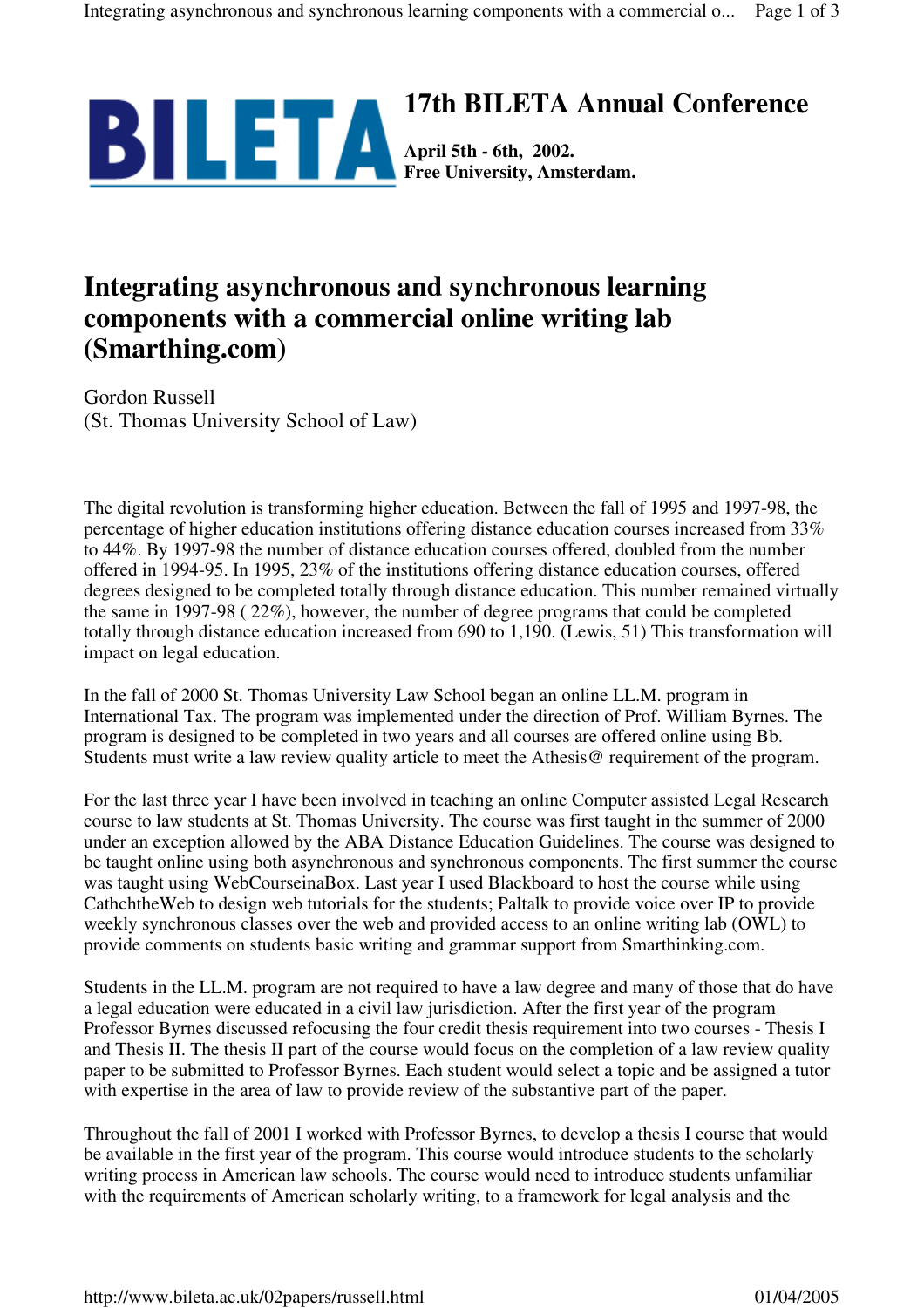# 17th BILETA Annual Conference

**April 5th - 6th, 2002.**
**Free University, Amsterdam.**

## Integrating asynchronous and synchronous learning components with a commercial online writing lab (Smarthing.com)

Gordon Russell
(St. Thomas University School of Law)

The digital revolution is transforming higher education. Between the fall of 1995 and 1997-98, the percentage of higher education institutions offering distance education courses increased from 33% to 44%. By 1997-98 the number of distance education courses offered, doubled from the number offered in 1994-95. In 1995, 23% of the institutions offering distance education courses, offered degrees designed to be completed totally through distance education. This number remained virtually the same in 1997-98 ( 22%), however, the number of degree programs that could be completed totally through distance education increased from 690 to 1,190. (Lewis, 51) This transformation will impact on legal education.

In the fall of 2000 St. Thomas University Law School began an online LL.M. program in International Tax. The program was implemented under the direction of Prof. William Byrnes. The program is designed to be completed in two years and all courses are offered online using Bb. Students must write a law review quality article to meet the Athesis@ requirement of the program.

For the last three year I have been involved in teaching an online Computer assisted Legal Research course to law students at St. Thomas University. The course was first taught in the summer of 2000 under an exception allowed by the ABA Distance Education Guidelines. The course was designed to be taught online using both asynchronous and synchronous components. The first summer the course was taught using WebCourseinaBox. Last year I used Blackboard to host the course while using CathchtheWeb to design web tutorials for the students; Paltalk to provide voice over IP to provide weekly synchronous classes over the web and provided access to an online writing lab (OWL) to provide comments on students basic writing and grammar support from Smarthinking.com.

Students in the LL.M. program are not required to have a law degree and many of those that do have a legal education were educated in a civil law jurisdiction. After the first year of the program Professor Byrnes discussed refocusing the four credit thesis requirement into two courses - Thesis I and Thesis II. The thesis II part of the course would focus on the completion of a law review quality paper to be submitted to Professor Byrnes. Each student would select a topic and be assigned a tutor with expertise in the area of law to provide review of the substantive part of the paper.

Throughout the fall of 2001 I worked with Professor Byrnes, to develop a thesis I course that would be available in the first year of the program. This course would introduce students to the scholarly writing process in American law schools. The course would need to introduce students unfamiliar with the requirements of American scholarly writing, to a framework for legal analysis and the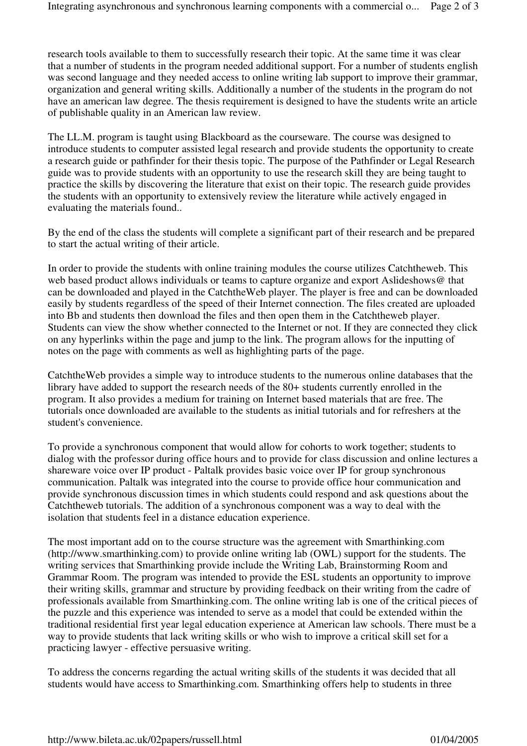research tools available to them to successfully research their topic. At the same time it was clear that a number of students in the program needed additional support. For a number of students english was second language and they needed access to online writing lab support to improve their grammar, organization and general writing skills. Additionally a number of the students in the program do not have an american law degree. The thesis requirement is designed to have the students write an article of publishable quality in an American law review.

The LL.M. program is taught using Blackboard as the courseware. The course was designed to introduce students to computer assisted legal research and provide students the opportunity to create a research guide or pathfinder for their thesis topic. The purpose of the Pathfinder or Legal Research guide was to provide students with an opportunity to use the research skill they are being taught to practice the skills by discovering the literature that exist on their topic. The research guide provides the students with an opportunity to extensively review the literature while actively engaged in evaluating the materials found..

By the end of the class the students will complete a significant part of their research and be prepared to start the actual writing of their article.

In order to provide the students with online training modules the course utilizes Catchtheweb. This web based product allows individuals or teams to capture organize and export Aslideshows@ that can be downloaded and played in the CatchtheWeb player. The player is free and can be downloaded easily by students regardless of the speed of their Internet connection. The files created are uploaded into Bb and students then download the files and then open them in the Catchtheweb player. Students can view the show whether connected to the Internet or not. If they are connected they click on any hyperlinks within the page and jump to the link. The program allows for the inputting of notes on the page with comments as well as highlighting parts of the page.

CatchtheWeb provides a simple way to introduce students to the numerous online databases that the library have added to support the research needs of the 80+ students currently enrolled in the program. It also provides a medium for training on Internet based materials that are free. The tutorials once downloaded are available to the students as initial tutorials and for refreshers at the student's convenience.

To provide a synchronous component that would allow for cohorts to work together; students to dialog with the professor during office hours and to provide for class discussion and online lectures a shareware voice over IP product - Paltalk provides basic voice over IP for group synchronous communication. Paltalk was integrated into the course to provide office hour communication and provide synchronous discussion times in which students could respond and ask questions about the Catchtheweb tutorials. The addition of a synchronous component was a way to deal with the isolation that students feel in a distance education experience.

The most important add on to the course structure was the agreement with Smarthinking.com (http://www.smarthinking.com) to provide online writing lab (OWL) support for the students. The writing services that Smarthinking provide include the Writing Lab, Brainstorming Room and Grammar Room. The program was intended to provide the ESL students an opportunity to improve their writing skills, grammar and structure by providing feedback on their writing from the cadre of professionals available from Smarthinking.com. The online writing lab is one of the critical pieces of the puzzle and this experience was intended to serve as a model that could be extended within the traditional residential first year legal education experience at American law schools. There must be a way to provide students that lack writing skills or who wish to improve a critical skill set for a practicing lawyer - effective persuasive writing.

To address the concerns regarding the actual writing skills of the students it was decided that all students would have access to Smarthinking.com. Smarthinking offers help to students in three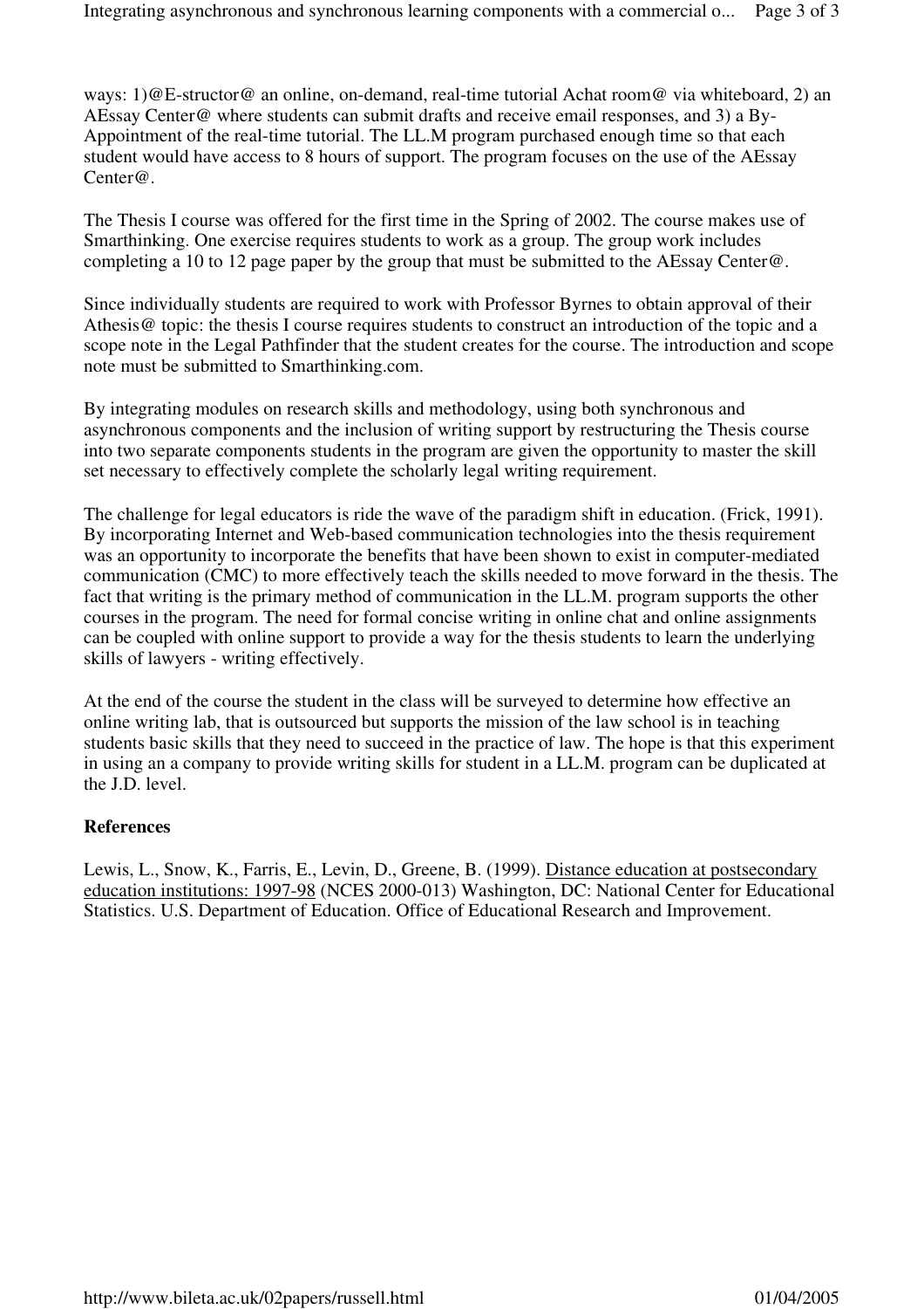ways: 1)@E-structor@ an online, on-demand, real-time tutorial Achat room@ via whiteboard, 2) an AEssay Center@ where students can submit drafts and receive email responses, and 3) a By-Appointment of the real-time tutorial. The LL.M program purchased enough time so that each student would have access to 8 hours of support. The program focuses on the use of the AEssay Center@.

The Thesis I course was offered for the first time in the Spring of 2002. The course makes use of Smarthinking. One exercise requires students to work as a group. The group work includes completing a 10 to 12 page paper by the group that must be submitted to the AEssay Center@.

Since individually students are required to work with Professor Byrnes to obtain approval of their Athesis@ topic: the thesis I course requires students to construct an introduction of the topic and a scope note in the Legal Pathfinder that the student creates for the course. The introduction and scope note must be submitted to Smarthinking.com.

By integrating modules on research skills and methodology, using both synchronous and asynchronous components and the inclusion of writing support by restructuring the Thesis course into two separate components students in the program are given the opportunity to master the skill set necessary to effectively complete the scholarly legal writing requirement.

The challenge for legal educators is ride the wave of the paradigm shift in education. (Frick, 1991). By incorporating Internet and Web-based communication technologies into the thesis requirement was an opportunity to incorporate the benefits that have been shown to exist in computer-mediated communication (CMC) to more effectively teach the skills needed to move forward in the thesis. The fact that writing is the primary method of communication in the LL.M. program supports the other courses in the program. The need for formal concise writing in online chat and online assignments can be coupled with online support to provide a way for the thesis students to learn the underlying skills of lawyers - writing effectively.

At the end of the course the student in the class will be surveyed to determine how effective an online writing lab, that is outsourced but supports the mission of the law school is in teaching students basic skills that they need to succeed in the practice of law. The hope is that this experiment in using an a company to provide writing skills for student in a LL.M. program can be duplicated at the J.D. level.

**References**

Lewis, L., Snow, K., Farris, E., Levin, D., Greene, B. (1999). Distance education at postsecondary education institutions: 1997-98 (NCES 2000-013) Washington, DC: National Center for Educational Statistics. U.S. Department of Education. Office of Educational Research and Improvement.